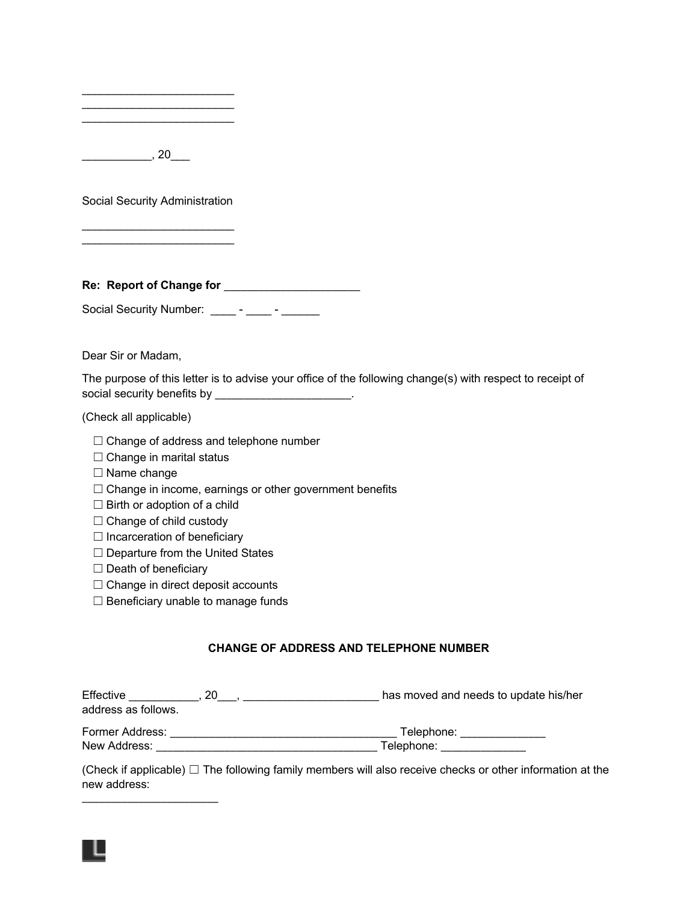________________________
________________________
________________________

___________, 20___

Social Security Administration

________________________
________________________

**Re: Report of Change for ______________________**

Social Security Number: ____ - ____ - ______

Dear Sir or Madam,

The purpose of this letter is to advise your office of the following change(s) with respect to receipt of social security benefits by ______________________.

(Check all applicable)

- ☐ Change of address and telephone number
- ☐ Change in marital status
- ☐ Name change
- ☐ Change in income, earnings or other government benefits
- ☐ Birth or adoption of a child
- ☐ Change of child custody
- ☐ Incarceration of beneficiary
- ☐ Departure from the United States
- ☐ Death of beneficiary
- ☐ Change in direct deposit accounts
- ☐ Beneficiary unable to manage funds

**CHANGE OF ADDRESS AND TELEPHONE NUMBER**

Effective ___________, 20___, ______________________ has moved and needs to update his/her address as follows.

Former Address: ______________________________________ Telephone: _____________
New Address: ______________________________________ Telephone: _____________

(Check if applicable) ☐ The following family members will also receive checks or other information at the new address:

______________________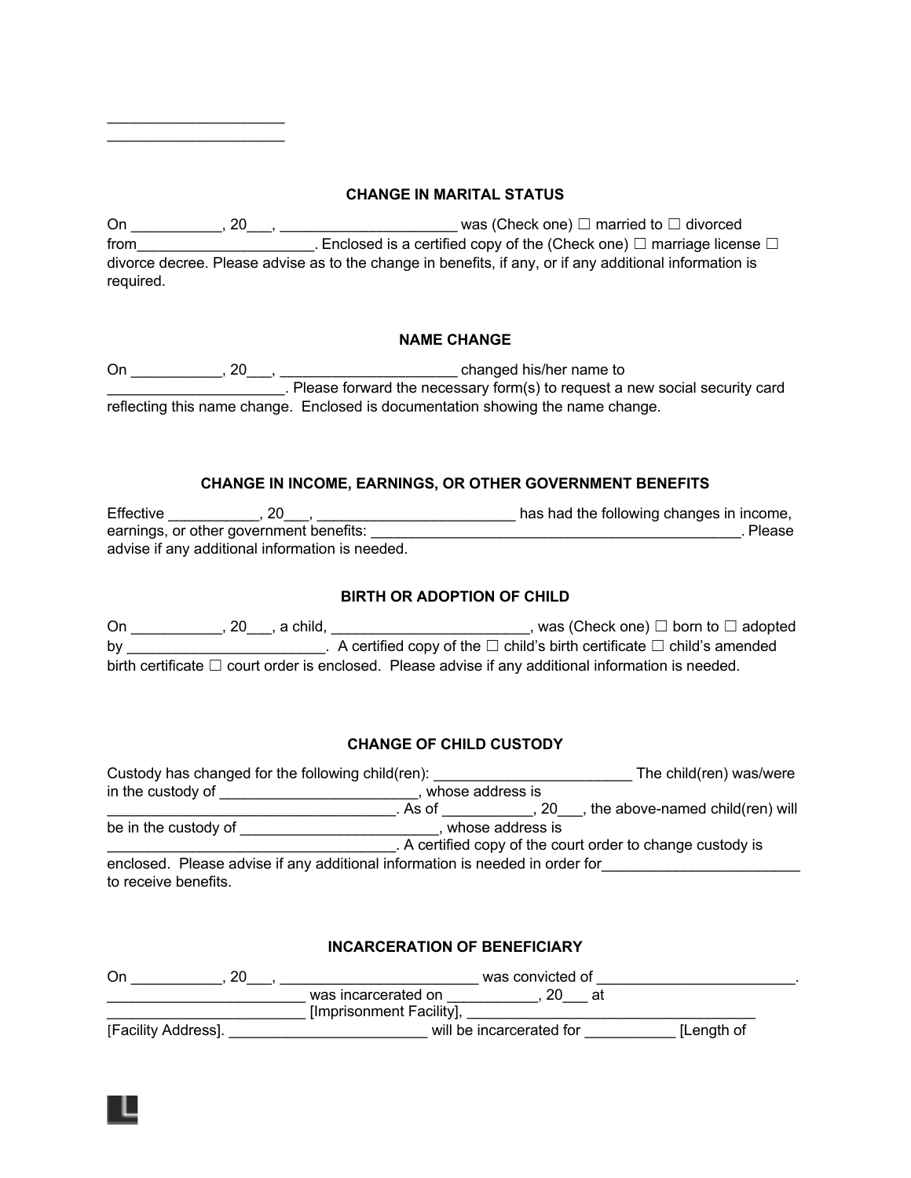______________________
______________________

### CHANGE IN MARITAL STATUS

On ___________, 20___, ______________________ was (Check one) ☐ married to ☐ divorced from______________________. Enclosed is a certified copy of the (Check one) ☐ marriage license ☐ divorce decree. Please advise as to the change in benefits, if any, or if any additional information is required.

### NAME CHANGE

On ___________, 20___, ______________________ changed his/her name to ______________________. Please forward the necessary form(s) to request a new social security card reflecting this name change. Enclosed is documentation showing the name change.

### CHANGE IN INCOME, EARNINGS, OR OTHER GOVERNMENT BENEFITS

Effective ___________, 20___, ________________________ has had the following changes in income, earnings, or other government benefits: _______________________________________________. Please advise if any additional information is needed.

### BIRTH OR ADOPTION OF CHILD

On ___________, 20___, a child, ________________________, was (Check one) ☐ born to ☐ adopted by ________________________. A certified copy of the ☐ child's birth certificate ☐ child's amended birth certificate ☐ court order is enclosed. Please advise if any additional information is needed.

### CHANGE OF CHILD CUSTODY

Custody has changed for the following child(ren): ________________________ The child(ren) was/were in the custody of ________________________, whose address is ___________________________________. As of ___________, 20___, the above-named child(ren) will be in the custody of ________________________, whose address is ___________________________________. A certified copy of the court order to change custody is enclosed. Please advise if any additional information is needed in order for________________________ to receive benefits.

### INCARCERATION OF BENEFICIARY

On ___________, 20___, ________________________ was convicted of ________________________. ________________________ was incarcerated on ___________, 20___ at ________________________ [Imprisonment Facility], ____________________________________ [Facility Address]. ________________________ will be incarcerated for ___________ [Length of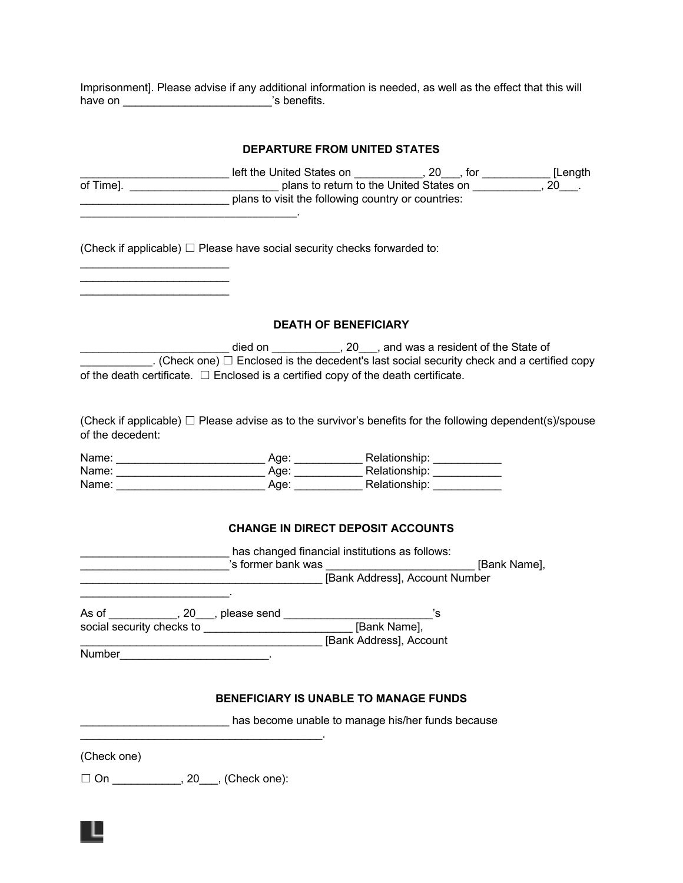Imprisonment]. Please advise if any additional information is needed, as well as the effect that this will have on ________________________'s benefits.

## DEPARTURE FROM UNITED STATES

________________________ left the United States on ___________, 20___, for ___________ [Length of Time]. ________________________ plans to return to the United States on ___________, 20___. ________________________ plans to visit the following country or countries: ___________________________________.

(Check if applicable) ☐ Please have social security checks forwarded to:

________________________
________________________
________________________

## DEATH OF BENEFICIARY

________________________ died on ___________, 20___, and was a resident of the State of ___________. (Check one) ☐ Enclosed is the decedent's last social security check and a certified copy of the death certificate. ☐ Enclosed is a certified copy of the death certificate.

(Check if applicable) ☐ Please advise as to the survivor's benefits for the following dependent(s)/spouse of the decedent:

Name: ________________________ Age: ___________ Relationship: ___________
Name: ________________________ Age: ___________ Relationship: ___________
Name: ________________________ Age: ___________ Relationship: ___________

## CHANGE IN DIRECT DEPOSIT ACCOUNTS

________________________ has changed financial institutions as follows: ________________________'s former bank was ________________________ [Bank Name], ________________________________________ [Bank Address], Account Number ________________________.

As of ___________, 20___, please send ________________________'s social security checks to ________________________ [Bank Name], ________________________________________ [Bank Address], Account Number________________________.

## BENEFICIARY IS UNABLE TO MANAGE FUNDS

________________________ has become unable to manage his/her funds because ________________________________________.

(Check one)

☐ On ___________, 20___, (Check one):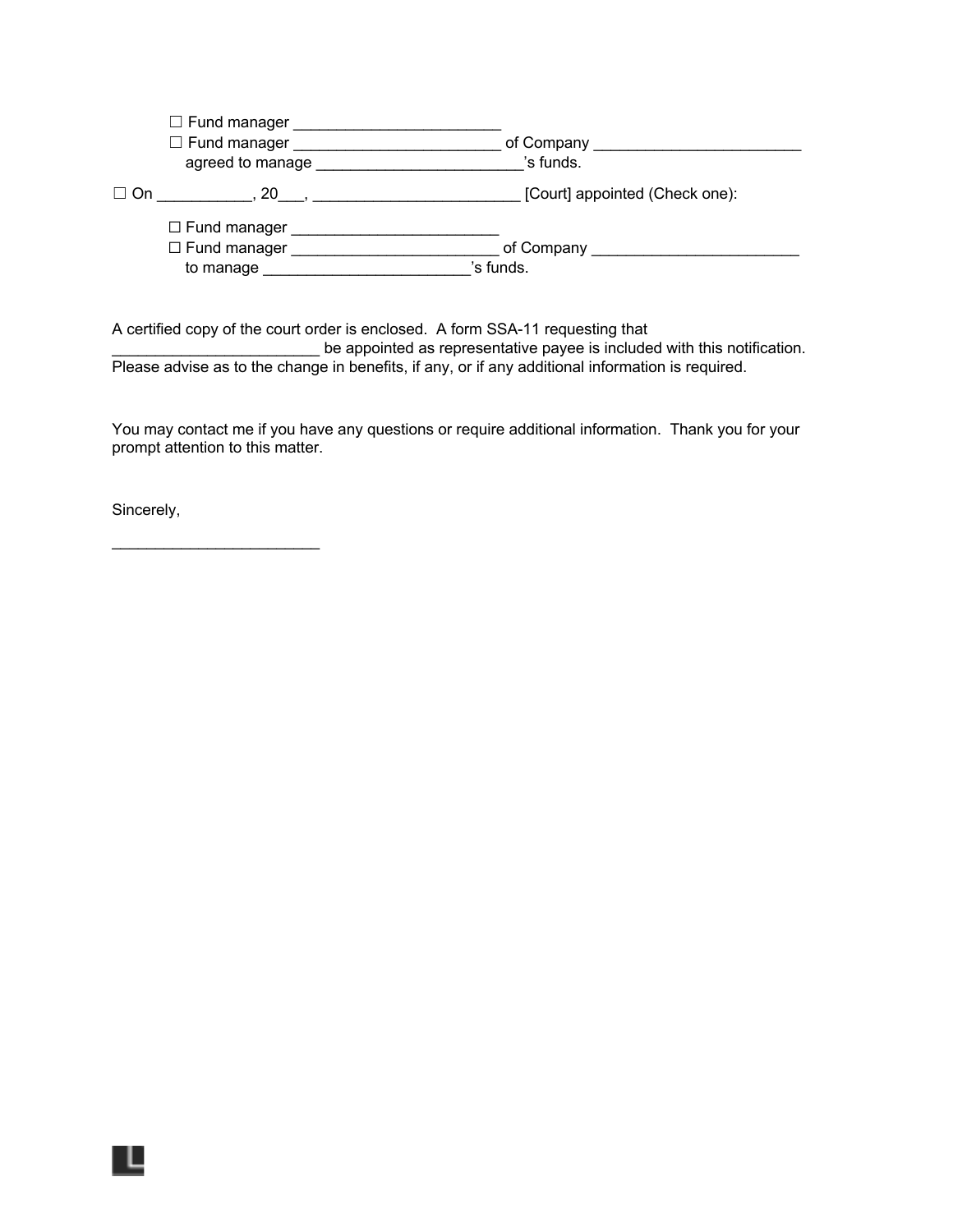☐ Fund manager ________________________
☐ Fund manager ________________________ of Company ________________________
agreed to manage ________________________'s funds.

☐ On ___________, 20___, ________________________ [Court] appointed (Check one):

☐ Fund manager ________________________
☐ Fund manager ________________________ of Company ________________________
to manage ________________________'s funds.

A certified copy of the court order is enclosed. A form SSA-11 requesting that ________________________ be appointed as representative payee is included with this notification. Please advise as to the change in benefits, if any, or if any additional information is required.

You may contact me if you have any questions or require additional information. Thank you for your prompt attention to this matter.

Sincerely,

________________________